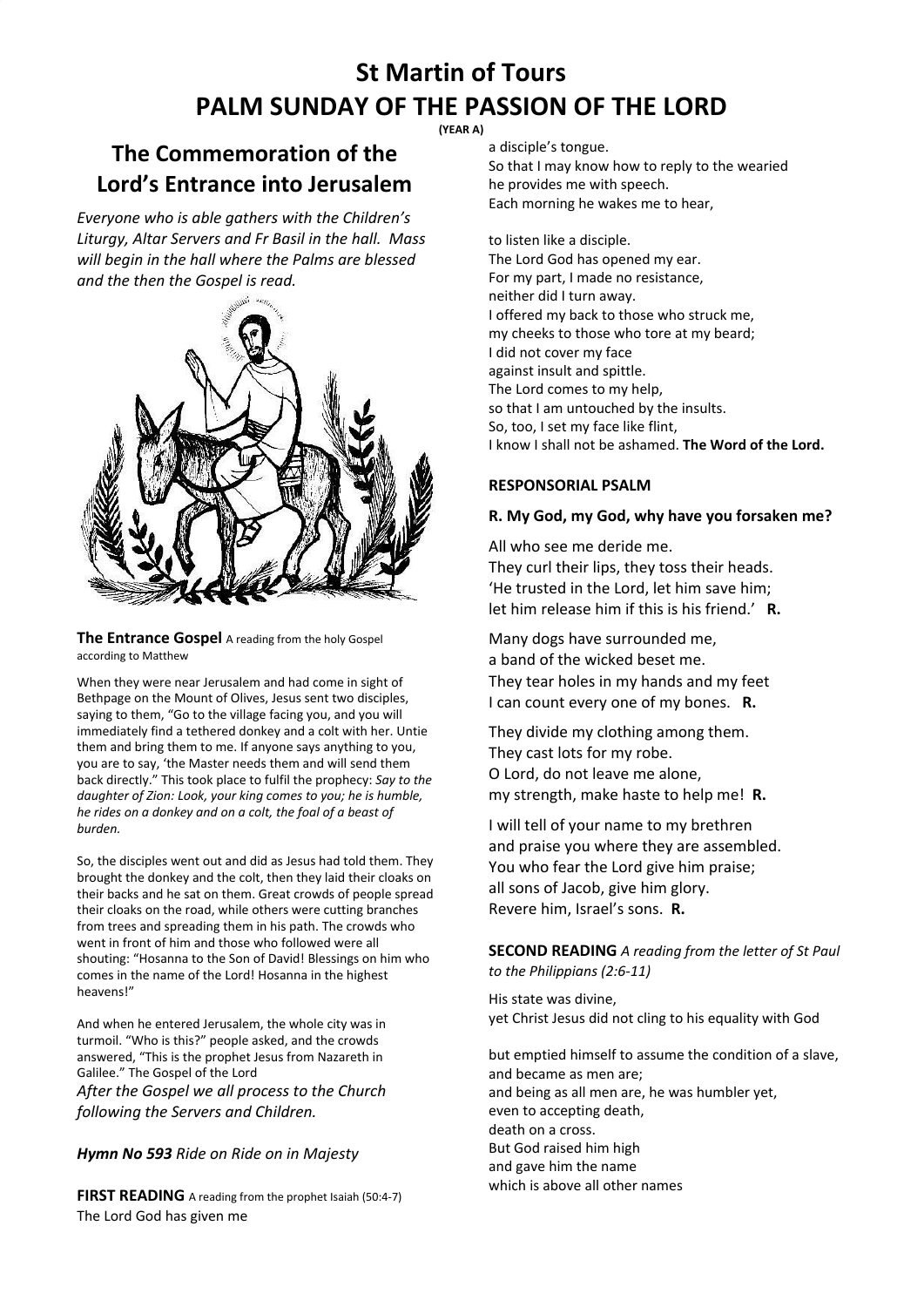# St Martin of Tours
# PALM SUNDAY OF THE PASSION OF THE LORD

**(YEAR A)**

## The Commemoration of the Lord's Entrance into Jerusalem

*Everyone who is able gathers with the Children's Liturgy, Altar Servers and Fr Basil in the hall. Mass will begin in the hall where the Palms are blessed and the then the Gospel is read.*

**The Entrance Gospel** A reading from the holy Gospel according to Matthew

When they were near Jerusalem and had come in sight of Bethpage on the Mount of Olives, Jesus sent two disciples, saying to them, "Go to the village facing you, and you will immediately find a tethered donkey and a colt with her. Untie them and bring them to me. If anyone says anything to you, you are to say, 'the Master needs them and will send them back directly." This took place to fulfil the prophecy: *Say to the daughter of Zion: Look, your king comes to you; he is humble, he rides on a donkey and on a colt, the foal of a beast of burden.*

So, the disciples went out and did as Jesus had told them. They brought the donkey and the colt, then they laid their cloaks on their backs and he sat on them. Great crowds of people spread their cloaks on the road, while others were cutting branches from trees and spreading them in his path. The crowds who went in front of him and those who followed were all shouting: "Hosanna to the Son of David! Blessings on him who comes in the name of the Lord! Hosanna in the highest heavens!"

And when he entered Jerusalem, the whole city was in turmoil. "Who is this?" people asked, and the crowds answered, "This is the prophet Jesus from Nazareth in Galilee." The Gospel of the Lord

*After the Gospel we all process to the Church following the Servers and Children.*

***Hymn No 593*** *Ride on Ride on in Majesty*

**FIRST READING** A reading from the prophet Isaiah (50:4-7)

The Lord God has given me
a disciple's tongue.
So that I may know how to reply to the wearied
he provides me with speech.
Each morning he wakes me to hear,

to listen like a disciple.
The Lord God has opened my ear.
For my part, I made no resistance,
neither did I turn away.
I offered my back to those who struck me,
my cheeks to those who tore at my beard;
I did not cover my face
against insult and spittle.
The Lord comes to my help,
so that I am untouched by the insults.
So, too, I set my face like flint,
I know I shall not be ashamed. **The Word of the Lord.**

**RESPONSORIAL PSALM**

**R. My God, my God, why have you forsaken me?**

All who see me deride me.
They curl their lips, they toss their heads.
'He trusted in the Lord, let him save him;
let him release him if this is his friend.' **R.**

Many dogs have surrounded me,
a band of the wicked beset me.
They tear holes in my hands and my feet
I can count every one of my bones. **R.**

They divide my clothing among them.
They cast lots for my robe.
O Lord, do not leave me alone,
my strength, make haste to help me! **R.**

I will tell of your name to my brethren
and praise you where they are assembled.
You who fear the Lord give him praise;
all sons of Jacob, give him glory.
Revere him, Israel's sons. **R.**

**SECOND READING** *A reading from the letter of St Paul to the Philippians (2:6-11)*

His state was divine,
yet Christ Jesus did not cling to his equality with God

but emptied himself to assume the condition of a slave,
and became as men are;
and being as all men are, he was humbler yet,
even to accepting death,
death on a cross.
But God raised him high
and gave him the name
which is above all other names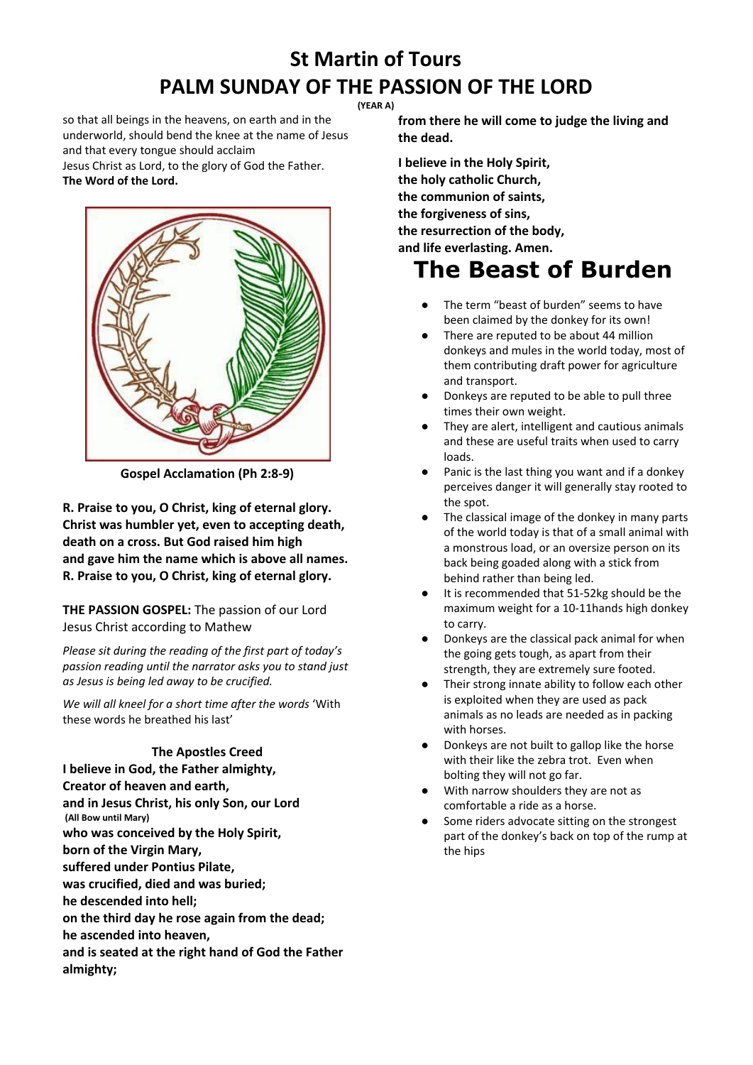# St Martin of Tours
# PALM SUNDAY OF THE PASSION OF THE LORD

**(YEAR A)**

so that all beings in the heavens, on earth and in the underworld, should bend the knee at the name of Jesus and that every tongue should acclaim
Jesus Christ as Lord, to the glory of God the Father.
**The Word of the Lord.**

**Gospel Acclamation (Ph 2:8-9)**

**R. Praise to you, O Christ, king of eternal glory.**
**Christ was humbler yet, even to accepting death, death on a cross. But God raised him high and gave him the name which is above all names.**
**R. Praise to you, O Christ, king of eternal glory.**

**THE PASSION GOSPEL:** The passion of our Lord Jesus Christ according to Mathew

*Please sit during the reading of the first part of today's passion reading until the narrator asks you to stand just as Jesus is being led away to be crucified.*

*We will all kneel for a short time after the words* 'With these words he breathed his last'

**The Apostles Creed**

**I believe in God, the Father almighty,**
**Creator of heaven and earth,**
**and in Jesus Christ, his only Son, our Lord**
**(All Bow until Mary)**
**who was conceived by the Holy Spirit,**
**born of the Virgin Mary,**
**suffered under Pontius Pilate,**
**was crucified, died and was buried;**
**he descended into hell;**
**on the third day he rose again from the dead;**
**he ascended into heaven,**
**and is seated at the right hand of God the Father almighty;**
**from there he will come to judge the living and the dead.**

**I believe in the Holy Spirit,**
**the holy catholic Church,**
**the communion of saints,**
**the forgiveness of sins,**
**the resurrection of the body,**
**and life everlasting. Amen.**

# The Beast of Burden

- The term "beast of burden" seems to have been claimed by the donkey for its own!
- There are reputed to be about 44 million donkeys and mules in the world today, most of them contributing draft power for agriculture and transport.
- Donkeys are reputed to be able to pull three times their own weight.
- They are alert, intelligent and cautious animals and these are useful traits when used to carry loads.
- Panic is the last thing you want and if a donkey perceives danger it will generally stay rooted to the spot.
- The classical image of the donkey in many parts of the world today is that of a small animal with a monstrous load, or an oversize person on its back being goaded along with a stick from behind rather than being led.
- It is recommended that 51-52kg should be the maximum weight for a 10-11hands high donkey to carry.
- Donkeys are the classical pack animal for when the going gets tough, as apart from their strength, they are extremely sure footed.
- Their strong innate ability to follow each other is exploited when they are used as pack animals as no leads are needed as in packing with horses.
- Donkeys are not built to gallop like the horse with their like the zebra trot. Even when bolting they will not go far.
- With narrow shoulders they are not as comfortable a ride as a horse.
- Some riders advocate sitting on the strongest part of the donkey's back on top of the rump at the hips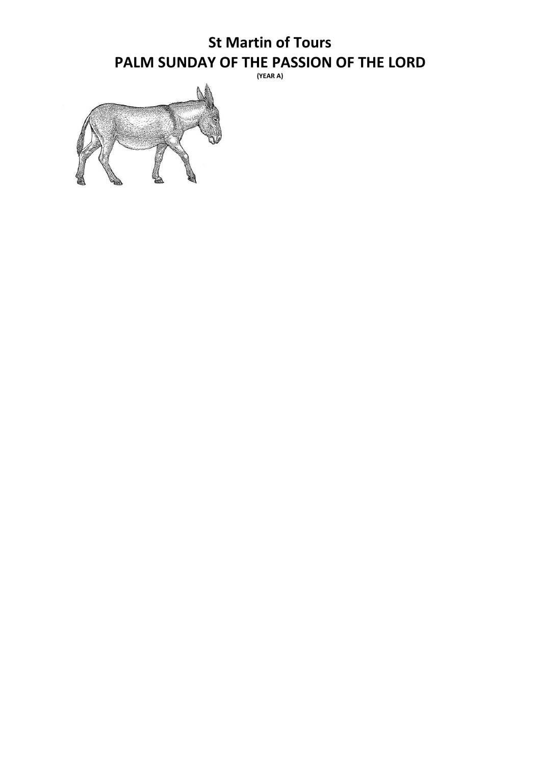# St Martin of Tours
# PALM SUNDAY OF THE PASSION OF THE LORD
**(YEAR A)**